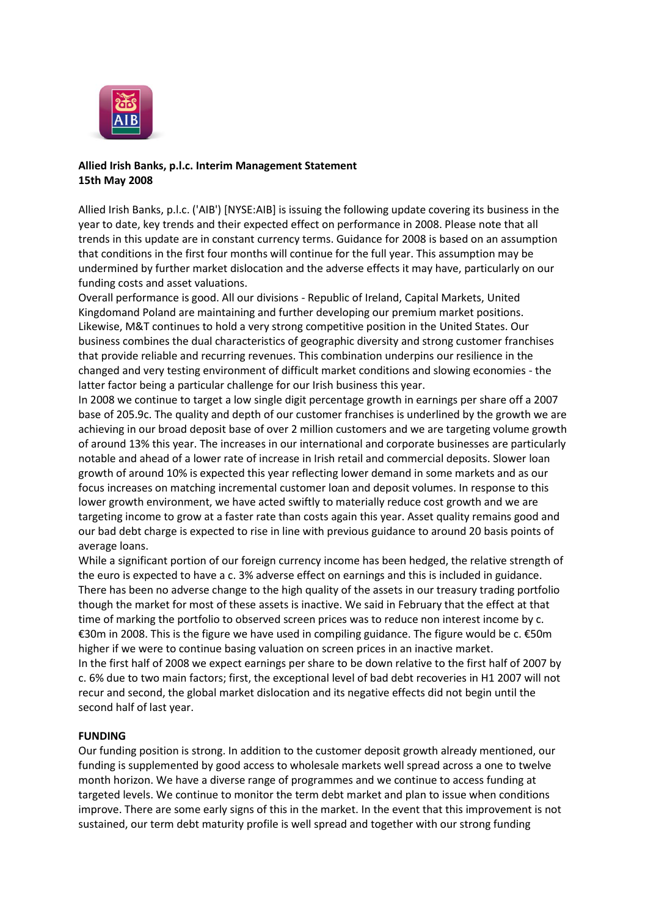**Allied Irish Banks, p.l.c. Interim Management Statement**
**15th May 2008**

Allied Irish Banks, p.l.c. ('AIB') [NYSE:AIB] is issuing the following update covering its business in the year to date, key trends and their expected effect on performance in 2008. Please note that all trends in this update are in constant currency terms. Guidance for 2008 is based on an assumption that conditions in the first four months will continue for the full year. This assumption may be undermined by further market dislocation and the adverse effects it may have, particularly on our funding costs and asset valuations.

Overall performance is good. All our divisions - Republic of Ireland, Capital Markets, United Kingdomand Poland are maintaining and further developing our premium market positions. Likewise, M&T continues to hold a very strong competitive position in the United States. Our business combines the dual characteristics of geographic diversity and strong customer franchises that provide reliable and recurring revenues. This combination underpins our resilience in the changed and very testing environment of difficult market conditions and slowing economies - the latter factor being a particular challenge for our Irish business this year.

In 2008 we continue to target a low single digit percentage growth in earnings per share off a 2007 base of 205.9c. The quality and depth of our customer franchises is underlined by the growth we are achieving in our broad deposit base of over 2 million customers and we are targeting volume growth of around 13% this year. The increases in our international and corporate businesses are particularly notable and ahead of a lower rate of increase in Irish retail and commercial deposits. Slower loan growth of around 10% is expected this year reflecting lower demand in some markets and as our focus increases on matching incremental customer loan and deposit volumes. In response to this lower growth environment, we have acted swiftly to materially reduce cost growth and we are targeting income to grow at a faster rate than costs again this year. Asset quality remains good and our bad debt charge is expected to rise in line with previous guidance to around 20 basis points of average loans.

While a significant portion of our foreign currency income has been hedged, the relative strength of the euro is expected to have a c. 3% adverse effect on earnings and this is included in guidance. There has been no adverse change to the high quality of the assets in our treasury trading portfolio though the market for most of these assets is inactive. We said in February that the effect at that time of marking the portfolio to observed screen prices was to reduce non interest income by c. €30m in 2008. This is the figure we have used in compiling guidance. The figure would be c. €50m higher if we were to continue basing valuation on screen prices in an inactive market.

In the first half of 2008 we expect earnings per share to be down relative to the first half of 2007 by c. 6% due to two main factors; first, the exceptional level of bad debt recoveries in H1 2007 will not recur and second, the global market dislocation and its negative effects did not begin until the second half of last year.

**FUNDING**

Our funding position is strong. In addition to the customer deposit growth already mentioned, our funding is supplemented by good access to wholesale markets well spread across a one to twelve month horizon. We have a diverse range of programmes and we continue to access funding at targeted levels. We continue to monitor the term debt market and plan to issue when conditions improve. There are some early signs of this in the market. In the event that this improvement is not sustained, our term debt maturity profile is well spread and together with our strong funding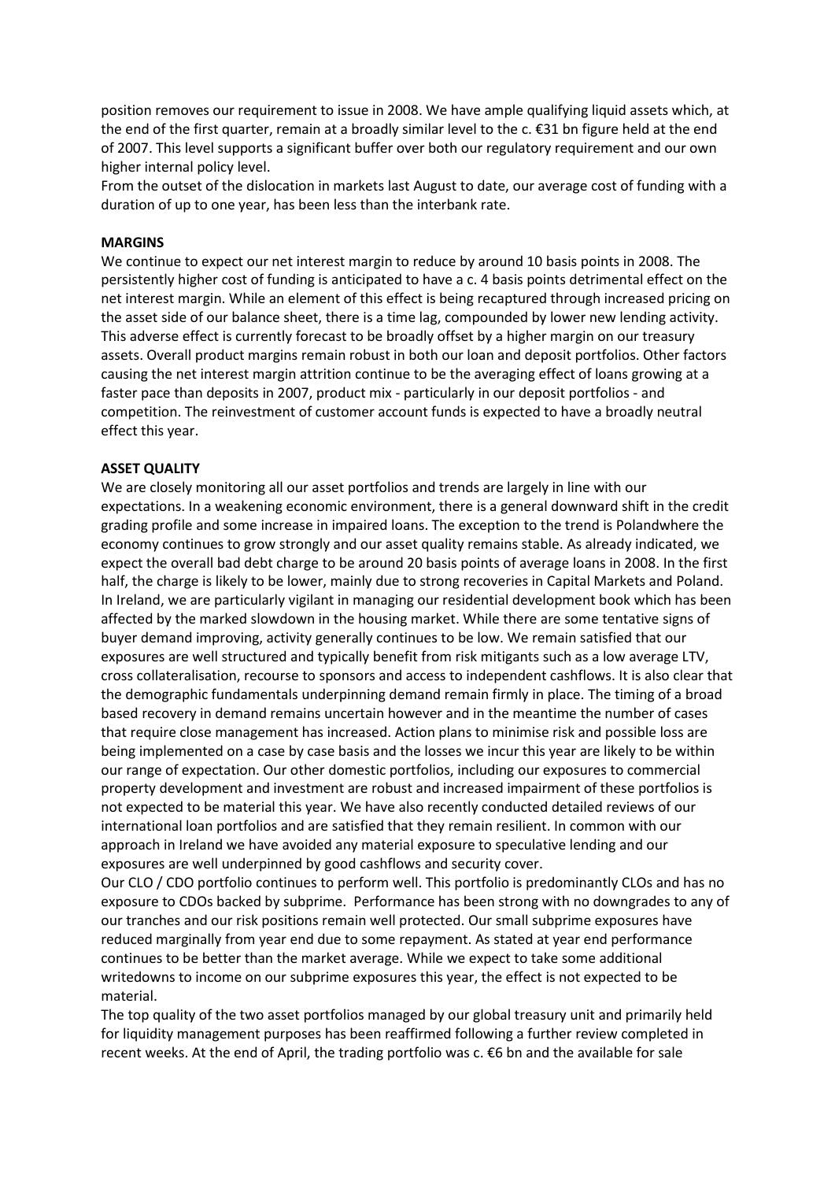position removes our requirement to issue in 2008. We have ample qualifying liquid assets which, at the end of the first quarter, remain at a broadly similar level to the c. €31 bn figure held at the end of 2007. This level supports a significant buffer over both our regulatory requirement and our own higher internal policy level.

From the outset of the dislocation in markets last August to date, our average cost of funding with a duration of up to one year, has been less than the interbank rate.

**MARGINS**

We continue to expect our net interest margin to reduce by around 10 basis points in 2008. The persistently higher cost of funding is anticipated to have a c. 4 basis points detrimental effect on the net interest margin. While an element of this effect is being recaptured through increased pricing on the asset side of our balance sheet, there is a time lag, compounded by lower new lending activity. This adverse effect is currently forecast to be broadly offset by a higher margin on our treasury assets. Overall product margins remain robust in both our loan and deposit portfolios. Other factors causing the net interest margin attrition continue to be the averaging effect of loans growing at a faster pace than deposits in 2007, product mix - particularly in our deposit portfolios - and competition. The reinvestment of customer account funds is expected to have a broadly neutral effect this year.

**ASSET QUALITY**

We are closely monitoring all our asset portfolios and trends are largely in line with our expectations. In a weakening economic environment, there is a general downward shift in the credit grading profile and some increase in impaired loans. The exception to the trend is Polandwhere the economy continues to grow strongly and our asset quality remains stable. As already indicated, we expect the overall bad debt charge to be around 20 basis points of average loans in 2008. In the first half, the charge is likely to be lower, mainly due to strong recoveries in Capital Markets and Poland. In Ireland, we are particularly vigilant in managing our residential development book which has been affected by the marked slowdown in the housing market. While there are some tentative signs of buyer demand improving, activity generally continues to be low. We remain satisfied that our exposures are well structured and typically benefit from risk mitigants such as a low average LTV, cross collateralisation, recourse to sponsors and access to independent cashflows. It is also clear that the demographic fundamentals underpinning demand remain firmly in place. The timing of a broad based recovery in demand remains uncertain however and in the meantime the number of cases that require close management has increased. Action plans to minimise risk and possible loss are being implemented on a case by case basis and the losses we incur this year are likely to be within our range of expectation. Our other domestic portfolios, including our exposures to commercial property development and investment are robust and increased impairment of these portfolios is not expected to be material this year. We have also recently conducted detailed reviews of our international loan portfolios and are satisfied that they remain resilient. In common with our approach in Ireland we have avoided any material exposure to speculative lending and our exposures are well underpinned by good cashflows and security cover.

Our CLO / CDO portfolio continues to perform well. This portfolio is predominantly CLOs and has no exposure to CDOs backed by subprime. Performance has been strong with no downgrades to any of our tranches and our risk positions remain well protected. Our small subprime exposures have reduced marginally from year end due to some repayment. As stated at year end performance continues to be better than the market average. While we expect to take some additional writedowns to income on our subprime exposures this year, the effect is not expected to be material.

The top quality of the two asset portfolios managed by our global treasury unit and primarily held for liquidity management purposes has been reaffirmed following a further review completed in recent weeks. At the end of April, the trading portfolio was c. €6 bn and the available for sale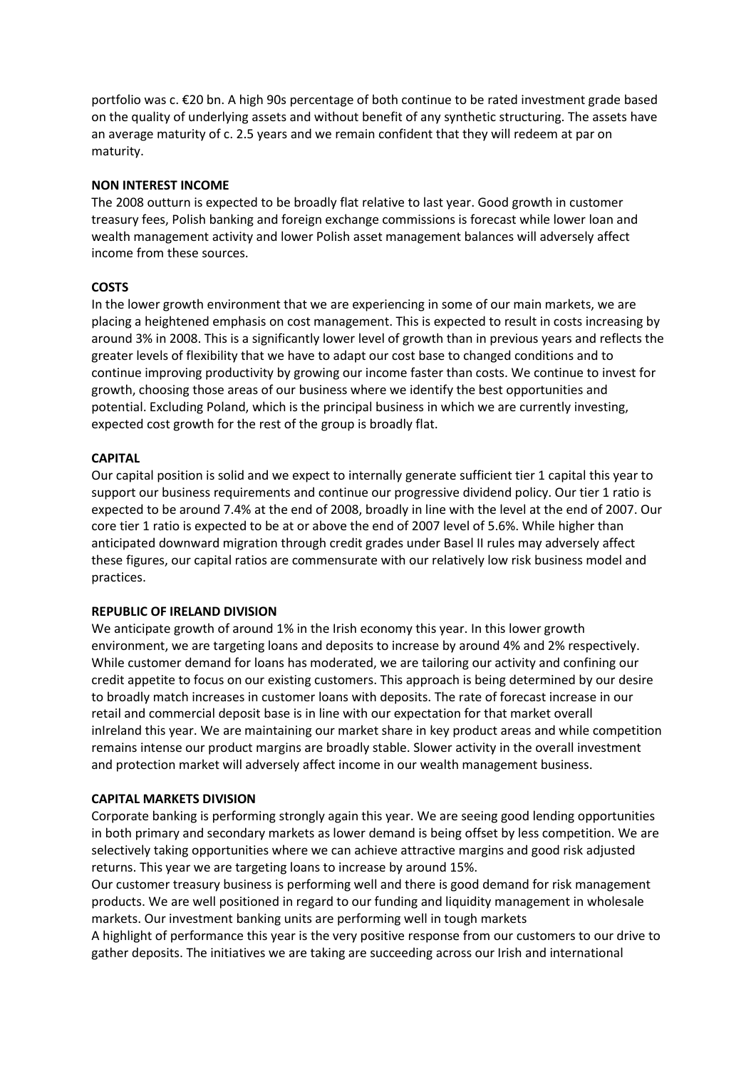portfolio was c. €20 bn. A high 90s percentage of both continue to be rated investment grade based on the quality of underlying assets and without benefit of any synthetic structuring. The assets have an average maturity of c. 2.5 years and we remain confident that they will redeem at par on maturity.

**NON INTEREST INCOME**

The 2008 outturn is expected to be broadly flat relative to last year. Good growth in customer treasury fees, Polish banking and foreign exchange commissions is forecast while lower loan and wealth management activity and lower Polish asset management balances will adversely affect income from these sources.

**COSTS**

In the lower growth environment that we are experiencing in some of our main markets, we are placing a heightened emphasis on cost management. This is expected to result in costs increasing by around 3% in 2008. This is a significantly lower level of growth than in previous years and reflects the greater levels of flexibility that we have to adapt our cost base to changed conditions and to continue improving productivity by growing our income faster than costs. We continue to invest for growth, choosing those areas of our business where we identify the best opportunities and potential. Excluding Poland, which is the principal business in which we are currently investing, expected cost growth for the rest of the group is broadly flat.

**CAPITAL**

Our capital position is solid and we expect to internally generate sufficient tier 1 capital this year to support our business requirements and continue our progressive dividend policy. Our tier 1 ratio is expected to be around 7.4% at the end of 2008, broadly in line with the level at the end of 2007. Our core tier 1 ratio is expected to be at or above the end of 2007 level of 5.6%. While higher than anticipated downward migration through credit grades under Basel II rules may adversely affect these figures, our capital ratios are commensurate with our relatively low risk business model and practices.

**REPUBLIC OF IRELAND DIVISION**

We anticipate growth of around 1% in the Irish economy this year. In this lower growth environment, we are targeting loans and deposits to increase by around 4% and 2% respectively. While customer demand for loans has moderated, we are tailoring our activity and confining our credit appetite to focus on our existing customers. This approach is being determined by our desire to broadly match increases in customer loans with deposits. The rate of forecast increase in our retail and commercial deposit base is in line with our expectation for that market overall inIreland this year. We are maintaining our market share in key product areas and while competition remains intense our product margins are broadly stable. Slower activity in the overall investment and protection market will adversely affect income in our wealth management business.

**CAPITAL MARKETS DIVISION**

Corporate banking is performing strongly again this year. We are seeing good lending opportunities in both primary and secondary markets as lower demand is being offset by less competition. We are selectively taking opportunities where we can achieve attractive margins and good risk adjusted returns. This year we are targeting loans to increase by around 15%.

Our customer treasury business is performing well and there is good demand for risk management products. We are well positioned in regard to our funding and liquidity management in wholesale markets. Our investment banking units are performing well in tough markets

A highlight of performance this year is the very positive response from our customers to our drive to gather deposits. The initiatives we are taking are succeeding across our Irish and international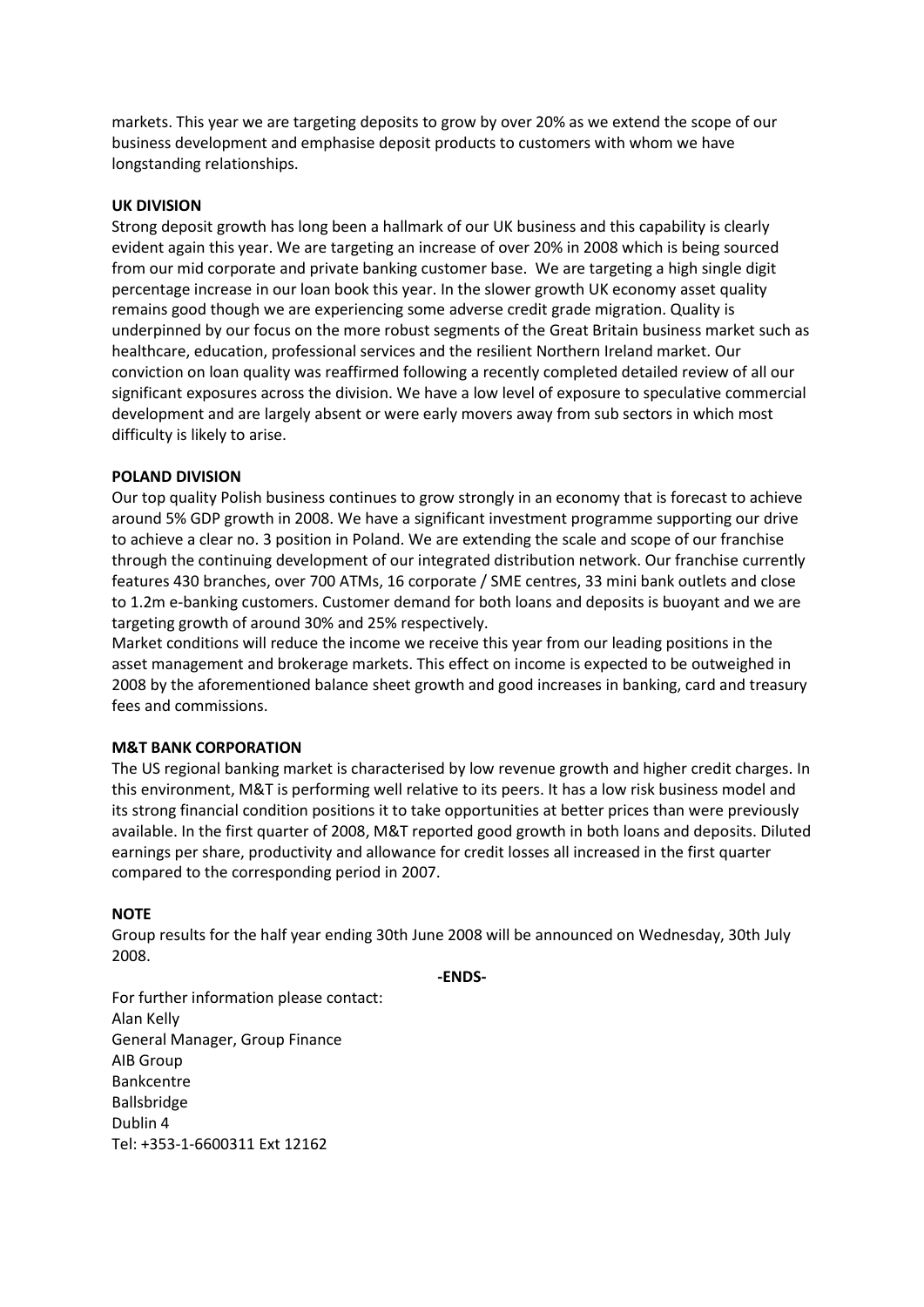markets. This year we are targeting deposits to grow by over 20% as we extend the scope of our business development and emphasise deposit products to customers with whom we have longstanding relationships.

**UK DIVISION**

Strong deposit growth has long been a hallmark of our UK business and this capability is clearly evident again this year. We are targeting an increase of over 20% in 2008 which is being sourced from our mid corporate and private banking customer base. We are targeting a high single digit percentage increase in our loan book this year. In the slower growth UK economy asset quality remains good though we are experiencing some adverse credit grade migration. Quality is underpinned by our focus on the more robust segments of the Great Britain business market such as healthcare, education, professional services and the resilient Northern Ireland market. Our conviction on loan quality was reaffirmed following a recently completed detailed review of all our significant exposures across the division. We have a low level of exposure to speculative commercial development and are largely absent or were early movers away from sub sectors in which most difficulty is likely to arise.

**POLAND DIVISION**

Our top quality Polish business continues to grow strongly in an economy that is forecast to achieve around 5% GDP growth in 2008. We have a significant investment programme supporting our drive to achieve a clear no. 3 position in Poland. We are extending the scale and scope of our franchise through the continuing development of our integrated distribution network. Our franchise currently features 430 branches, over 700 ATMs, 16 corporate / SME centres, 33 mini bank outlets and close to 1.2m e-banking customers. Customer demand for both loans and deposits is buoyant and we are targeting growth of around 30% and 25% respectively.

Market conditions will reduce the income we receive this year from our leading positions in the asset management and brokerage markets. This effect on income is expected to be outweighed in 2008 by the aforementioned balance sheet growth and good increases in banking, card and treasury fees and commissions.

**M&T BANK CORPORATION**

The US regional banking market is characterised by low revenue growth and higher credit charges. In this environment, M&T is performing well relative to its peers. It has a low risk business model and its strong financial condition positions it to take opportunities at better prices than were previously available. In the first quarter of 2008, M&T reported good growth in both loans and deposits. Diluted earnings per share, productivity and allowance for credit losses all increased in the first quarter compared to the corresponding period in 2007.

**NOTE**

Group results for the half year ending 30th June 2008 will be announced on Wednesday, 30th July 2008.

**-ENDS-**

For further information please contact:
Alan Kelly
General Manager, Group Finance
AIB Group
Bankcentre
Ballsbridge
Dublin 4
Tel: +353-1-6600311 Ext 12162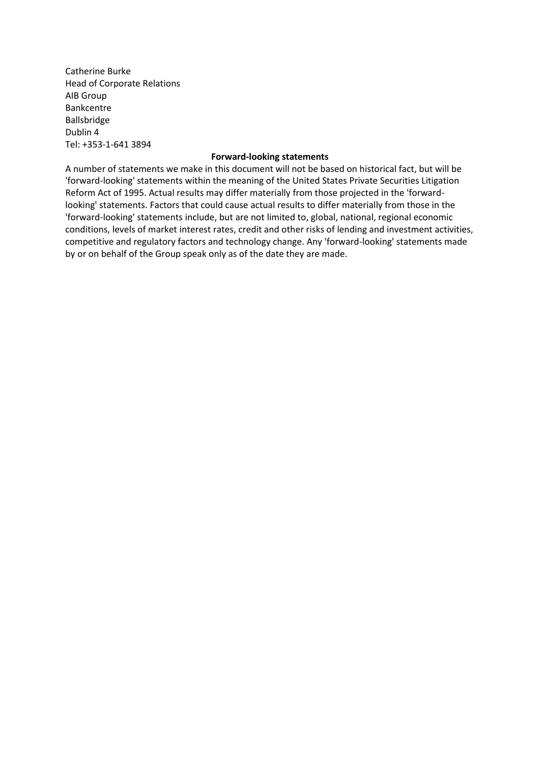Catherine Burke
Head of Corporate Relations
AIB Group
Bankcentre
Ballsbridge
Dublin 4
Tel: +353-1-641 3894

**Forward-looking statements**

A number of statements we make in this document will not be based on historical fact, but will be 'forward-looking' statements within the meaning of the United States Private Securities Litigation Reform Act of 1995. Actual results may differ materially from those projected in the 'forward-looking' statements. Factors that could cause actual results to differ materially from those in the 'forward-looking' statements include, but are not limited to, global, national, regional economic conditions, levels of market interest rates, credit and other risks of lending and investment activities, competitive and regulatory factors and technology change. Any 'forward-looking' statements made by or on behalf of the Group speak only as of the date they are made.